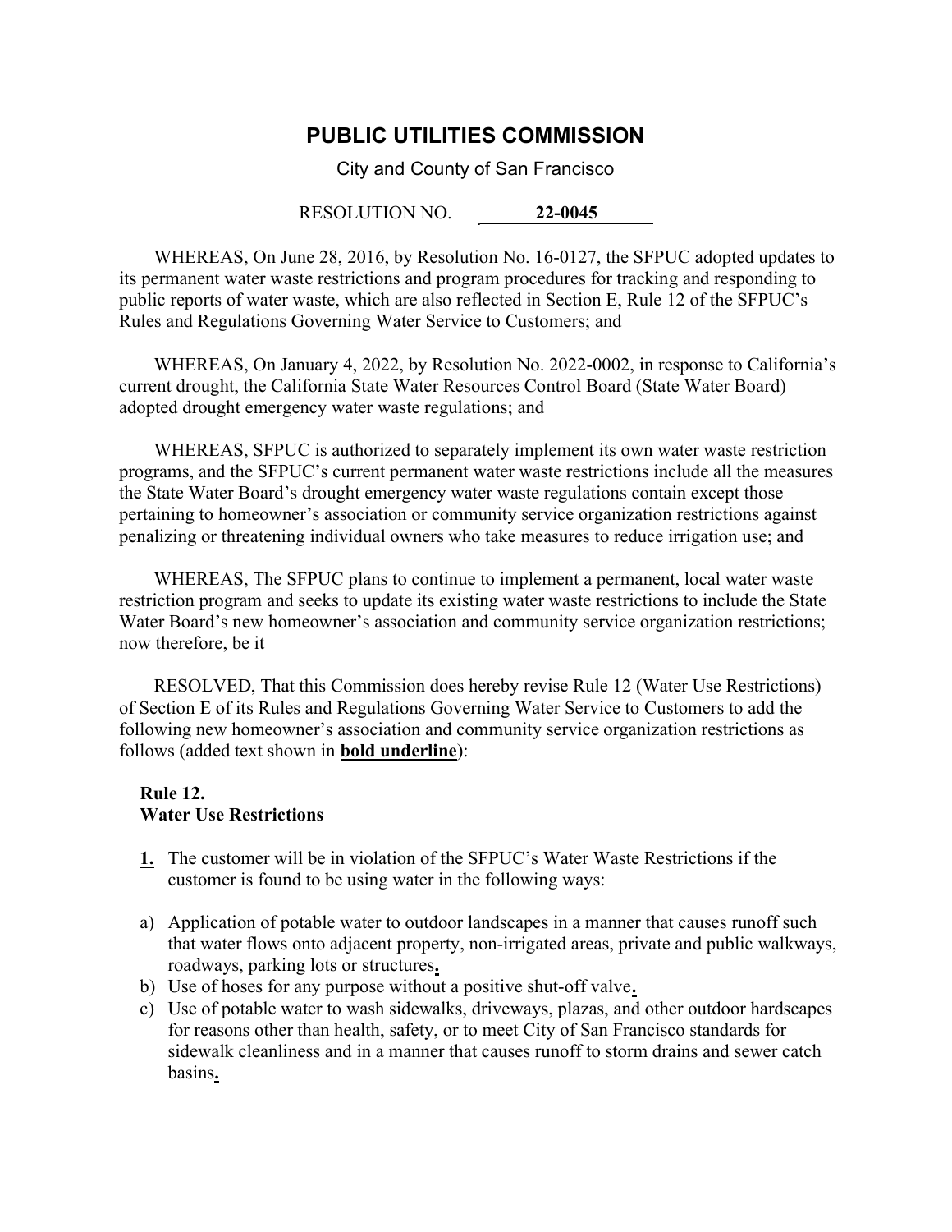# PUBLIC UTILITIES COMMISSION

City and County of San Francisco

RESOLUTION NO. **22-0045**

WHEREAS, On June 28, 2016, by Resolution No. 16-0127, the SFPUC adopted updates to its permanent water waste restrictions and program procedures for tracking and responding to public reports of water waste, which are also reflected in Section E, Rule 12 of the SFPUC's Rules and Regulations Governing Water Service to Customers; and

WHEREAS, On January 4, 2022, by Resolution No. 2022-0002, in response to California's current drought, the California State Water Resources Control Board (State Water Board) adopted drought emergency water waste regulations; and

WHEREAS, SFPUC is authorized to separately implement its own water waste restriction programs, and the SFPUC's current permanent water waste restrictions include all the measures the State Water Board's drought emergency water waste regulations contain except those pertaining to homeowner's association or community service organization restrictions against penalizing or threatening individual owners who take measures to reduce irrigation use; and

WHEREAS, The SFPUC plans to continue to implement a permanent, local water waste restriction program and seeks to update its existing water waste restrictions to include the State Water Board's new homeowner's association and community service organization restrictions; now therefore, be it

RESOLVED, That this Commission does hereby revise Rule 12 (Water Use Restrictions) of Section E of its Rules and Regulations Governing Water Service to Customers to add the following new homeowner's association and community service organization restrictions as follows (added text shown in **<u>bold underline</u>**):

**Rule 12.**
**Water Use Restrictions**

**<u>1.</u>** The customer will be in violation of the SFPUC's Water Waste Restrictions if the customer is found to be using water in the following ways:

a) Application of potable water to outdoor landscapes in a manner that causes runoff such that water flows onto adjacent property, non-irrigated areas, private and public walkways, roadways, parking lots or structures**<u>.</u>**
b) Use of hoses for any purpose without a positive shut-off valve**<u>.</u>**
c) Use of potable water to wash sidewalks, driveways, plazas, and other outdoor hardscapes for reasons other than health, safety, or to meet City of San Francisco standards for sidewalk cleanliness and in a manner that causes runoff to storm drains and sewer catch basins**<u>.</u>**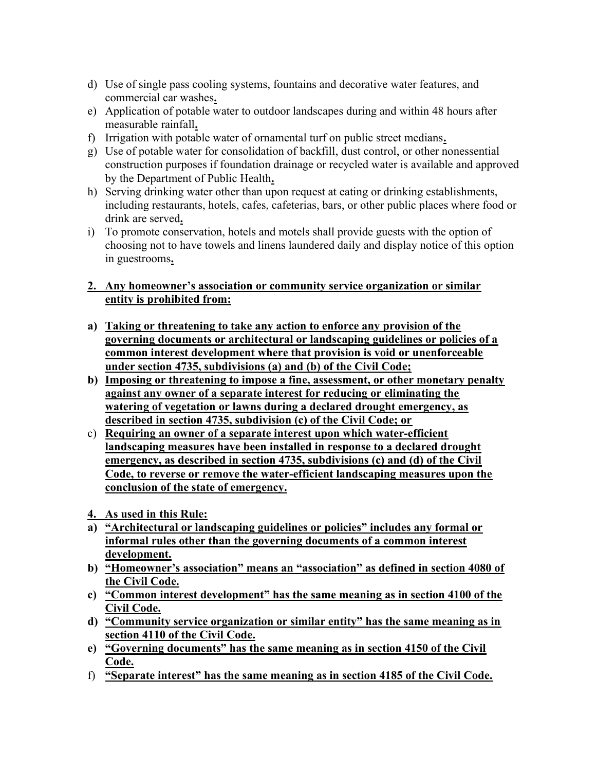d) Use of single pass cooling systems, fountains and decorative water features, and commercial car washes**.**
e) Application of potable water to outdoor landscapes during and within 48 hours after measurable rainfall**.**
f) Irrigation with potable water of ornamental turf on public street medians**.**
g) Use of potable water for consolidation of backfill, dust control, or other nonessential construction purposes if foundation drainage or recycled water is available and approved by the Department of Public Health**.**
h) Serving drinking water other than upon request at eating or drinking establishments, including restaurants, hotels, cafes, cafeterias, bars, or other public places where food or drink are served**.**
i) To promote conservation, hotels and motels shall provide guests with the option of choosing not to have towels and linens laundered daily and display notice of this option in guestrooms**.**

**2. Any homeowner's association or community service organization or similar entity is prohibited from:**

**a) Taking or threatening to take any action to enforce any provision of the governing documents or architectural or landscaping guidelines or policies of a common interest development where that provision is void or unenforceable under section 4735, subdivisions (a) and (b) of the Civil Code;**
**b) Imposing or threatening to impose a fine, assessment, or other monetary penalty against any owner of a separate interest for reducing or eliminating the watering of vegetation or lawns during a declared drought emergency, as described in section 4735, subdivision (c) of the Civil Code; or**
c) **Requiring an owner of a separate interest upon which water-efficient landscaping measures have been installed in response to a declared drought emergency, as described in section 4735, subdivisions (c) and (d) of the Civil Code, to reverse or remove the water-efficient landscaping measures upon the conclusion of the state of emergency.**

**4. As used in this Rule:**
**a) "Architectural or landscaping guidelines or policies" includes any formal or informal rules other than the governing documents of a common interest development.**
**b) "Homeowner's association" means an "association" as defined in section 4080 of the Civil Code.**
**c) "Common interest development" has the same meaning as in section 4100 of the Civil Code.**
**d) "Community service organization or similar entity" has the same meaning as in section 4110 of the Civil Code.**
**e) "Governing documents" has the same meaning as in section 4150 of the Civil Code.**
f) **"Separate interest" has the same meaning as in section 4185 of the Civil Code.**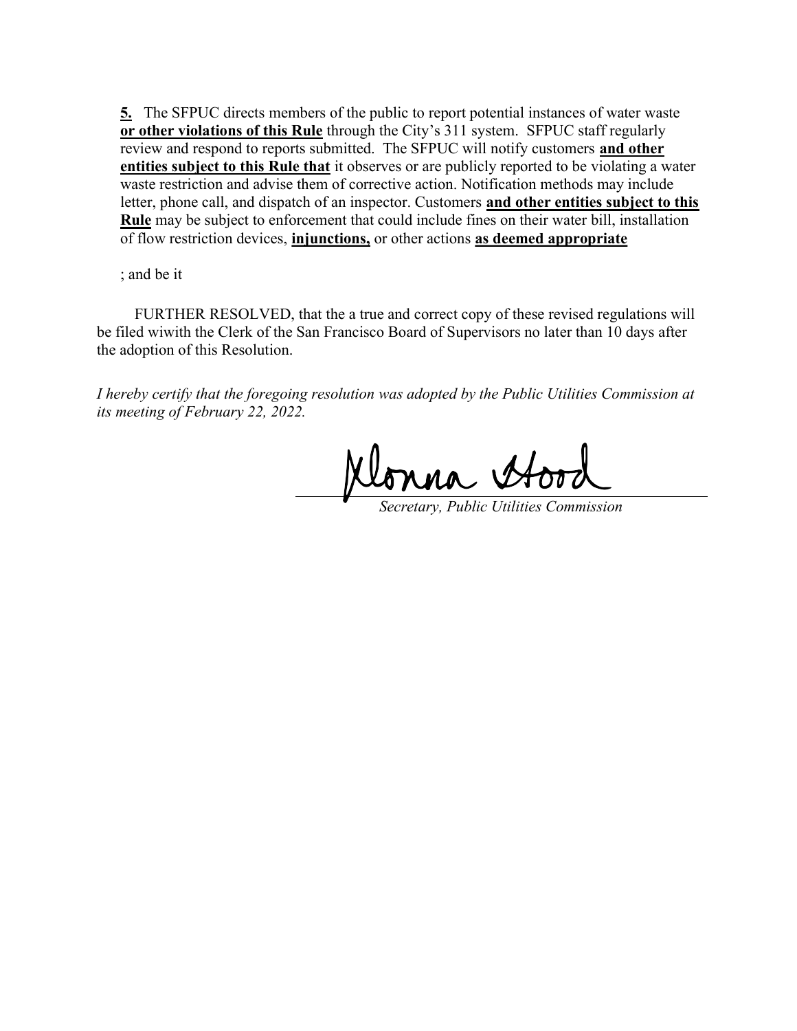**5.** The SFPUC directs members of the public to report potential instances of water waste **or other violations of this Rule** through the City's 311 system. SFPUC staff regularly review and respond to reports submitted. The SFPUC will notify customers **and other entities subject to this Rule that** it observes or are publicly reported to be violating a water waste restriction and advise them of corrective action. Notification methods may include letter, phone call, and dispatch of an inspector. Customers **and other entities subject to this Rule** may be subject to enforcement that could include fines on their water bill, installation of flow restriction devices, **injunctions,** or other actions **as deemed appropriate**

; and be it

FURTHER RESOLVED, that the a true and correct copy of these revised regulations will be filed wiwith the Clerk of the San Francisco Board of Supervisors no later than 10 days after the adoption of this Resolution.

*I hereby certify that the foregoing resolution was adopted by the Public Utilities Commission at its meeting of February 22, 2022.*

Donna Hood

*Secretary, Public Utilities Commission*